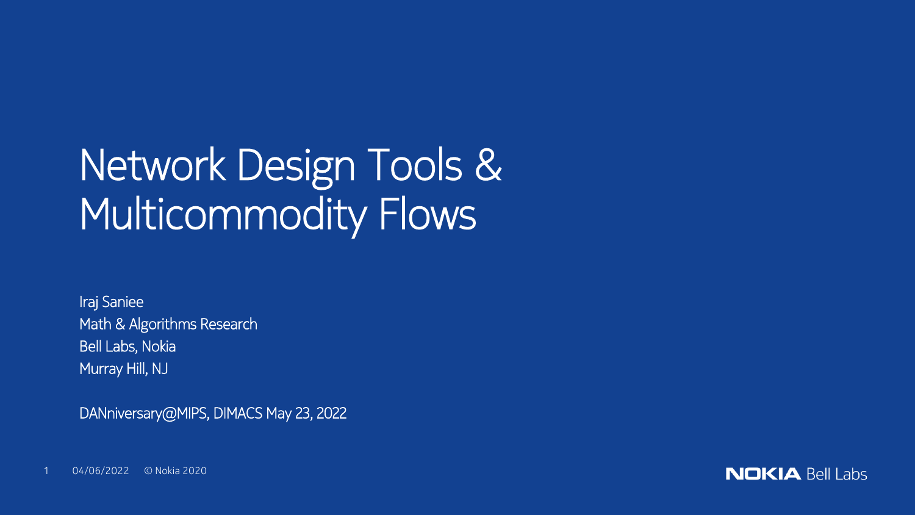# Network Design Tools & Multicommodity Flows

Iraj Saniee
Math & Algorithms Research
Bell Labs, Nokia
Murray Hill, NJ

DANniversary@MIPS, DIMACS May 23, 2022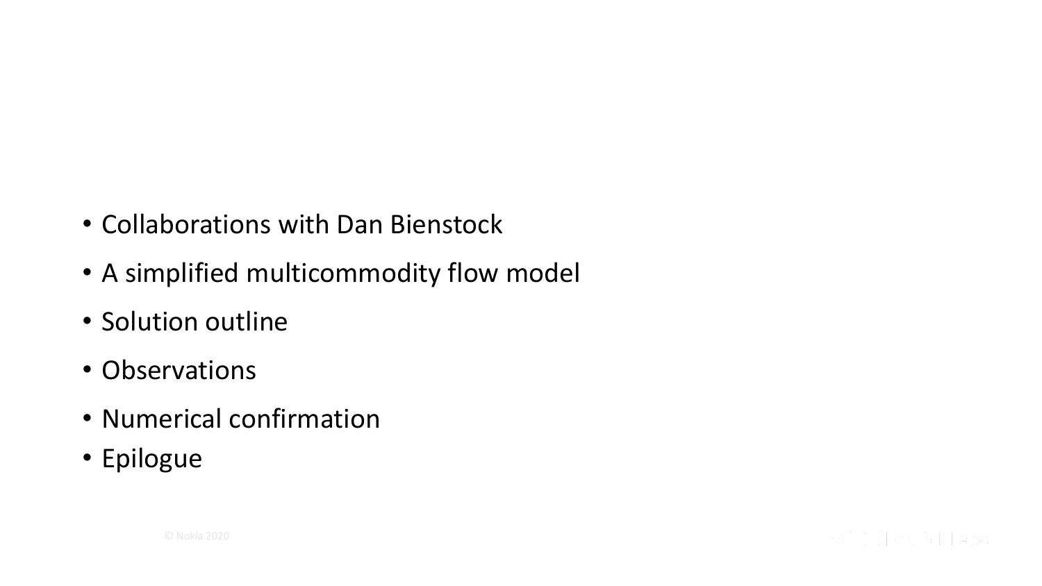- Collaborations with Dan Bienstock
- A simplified multicommodity flow model
- Solution outline
- Observations
- Numerical confirmation
- Epilogue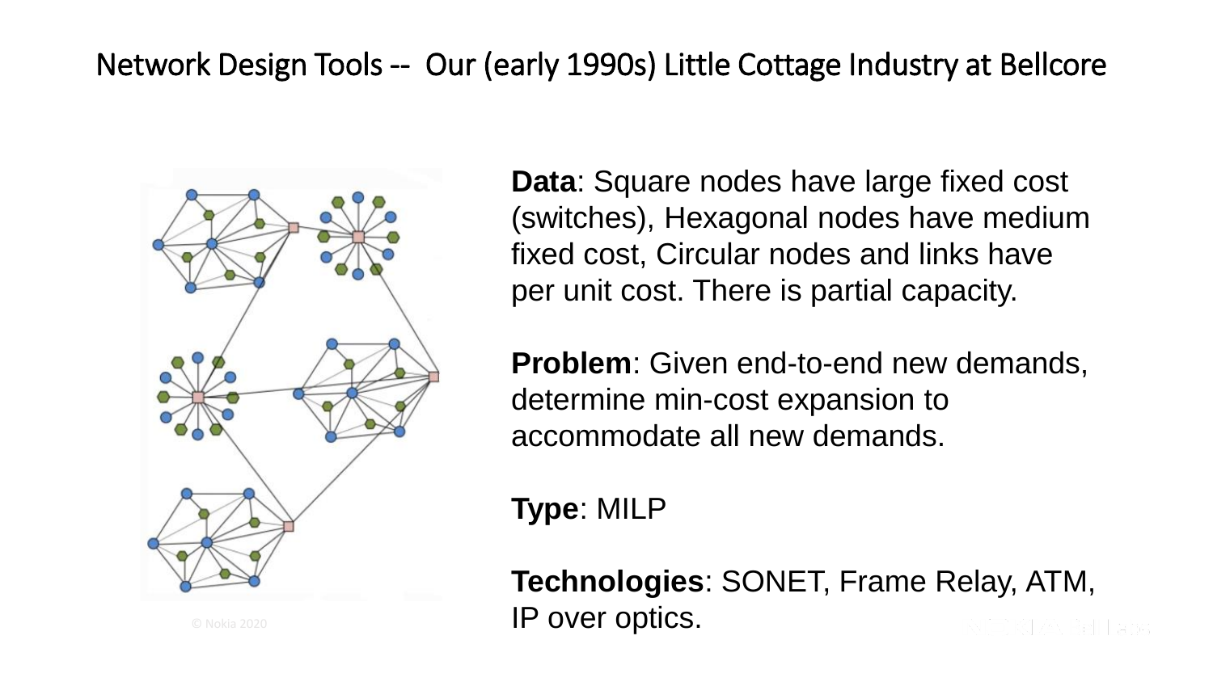# Network Design Tools -- Our (early 1990s) Little Cottage Industry at Bellcore

**Data**: Square nodes have large fixed cost (switches), Hexagonal nodes have medium fixed cost, Circular nodes and links have per unit cost. There is partial capacity.

**Problem**: Given end-to-end new demands, determine min-cost expansion to accommodate all new demands.

**Type**: MILP

**Technologies**: SONET, Frame Relay, ATM, IP over optics.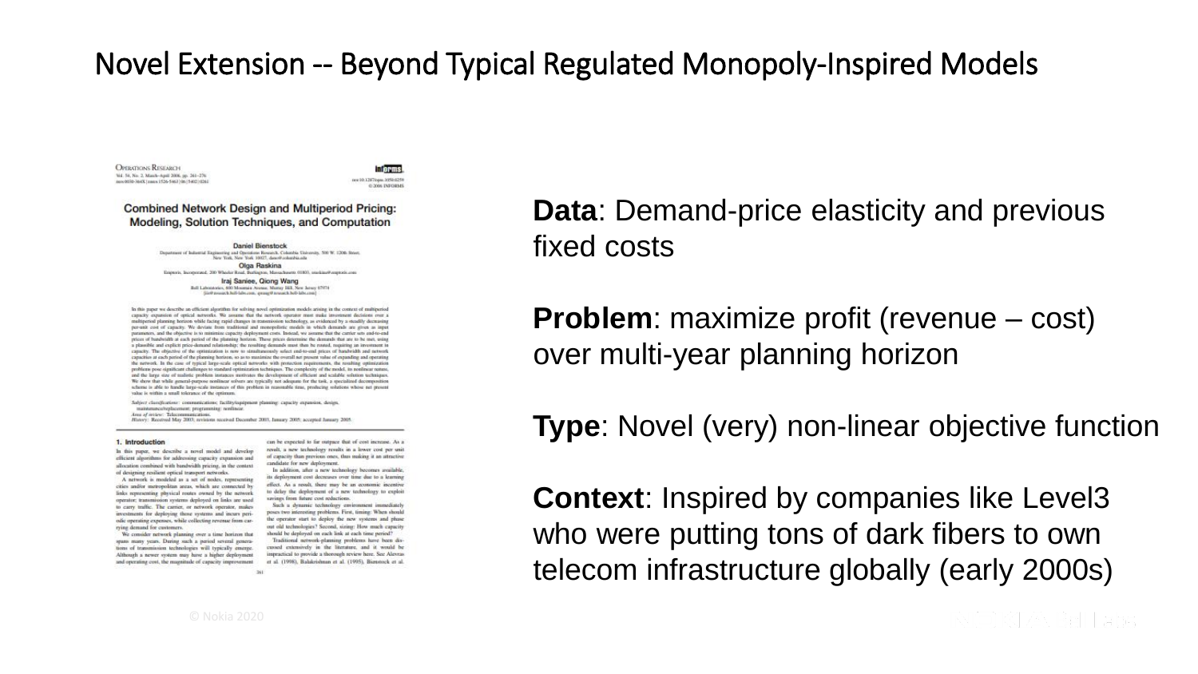# Novel Extension -- Beyond Typical Regulated Monopoly-Inspired Models

OPERATIONS RESEARCH

## Combined Network Design and Multiperiod Pricing: Modeling, Solution Techniques, and Computation

Daniel Bienstock

Olga Raskina

Iraj Saniee, Qiong Wang

**Data**: Demand-price elasticity and previous fixed costs

**Problem**: maximize profit (revenue – cost) over multi-year planning horizon

**Type**: Novel (very) non-linear objective function

**Context**: Inspired by companies like Level3 who were putting tons of dark fibers to own telecom infrastructure globally (early 2000s)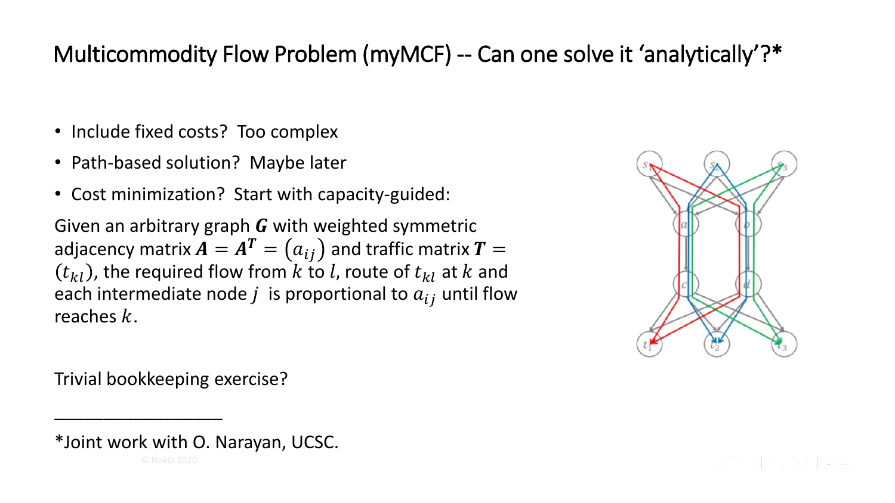# Multicommodity Flow Problem (myMCF) -- Can one solve it ‘analytically’?*

- Include fixed costs? Too complex
- Path-based solution? Maybe later
- Cost minimization? Start with capacity-guided:

Given an arbitrary graph $\boldsymbol{G}$ with weighted symmetric adjacency matrix $\boldsymbol{A} = \boldsymbol{A}^{\boldsymbol{T}} = (a_{ij})$ and traffic matrix $\boldsymbol{T} = (t_{kl})$, the required flow from $k$ to $l$, route of $t_{kl}$ at $k$ and each intermediate node $j$ is proportional to $a_{ij}$ until flow reaches $k$.

Trivial bookkeeping exercise?

---

*Joint work with O. Narayan, UCSC.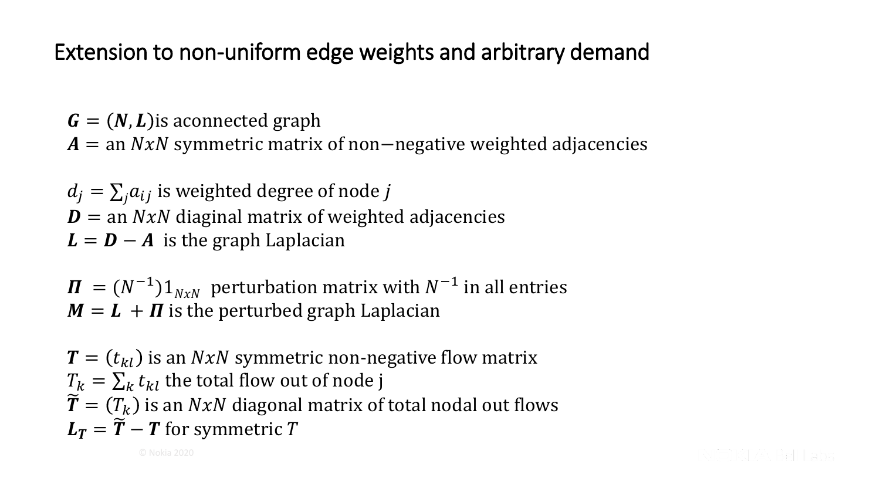# Extension to non-uniform edge weights and arbitrary demand

$\boldsymbol{G} = (\boldsymbol{N}, \boldsymbol{L})$is aconnected graph
$\boldsymbol{A} =$ an $NxN$ symmetric matrix of non−negative weighted adjacencies

$d_j = \sum_j a_{ij}$ is weighted degree of node $j$
$\boldsymbol{D} =$ an $NxN$ diaginal matrix of weighted adjacencies
$\boldsymbol{L} = \boldsymbol{D} - \boldsymbol{A}$ is the graph Laplacian

$\boldsymbol{\Pi} = (N^{-1})1_{NxN}$ perturbation matrix with $N^{-1}$ in all entries
$\boldsymbol{M} = \boldsymbol{L} + \boldsymbol{\Pi}$ is the perturbed graph Laplacian

$\boldsymbol{T} = (t_{kl})$ is an $NxN$ symmetric non-negative flow matrix
$T_k = \sum_k t_{kl}$ the total flow out of node j
$\widetilde{\boldsymbol{T}} = (T_k)$ is an $NxN$ diagonal matrix of total nodal out flows
$\boldsymbol{L_T} = \widetilde{\boldsymbol{T}} - \boldsymbol{T}$ for symmetric $T$

© Nokia 2020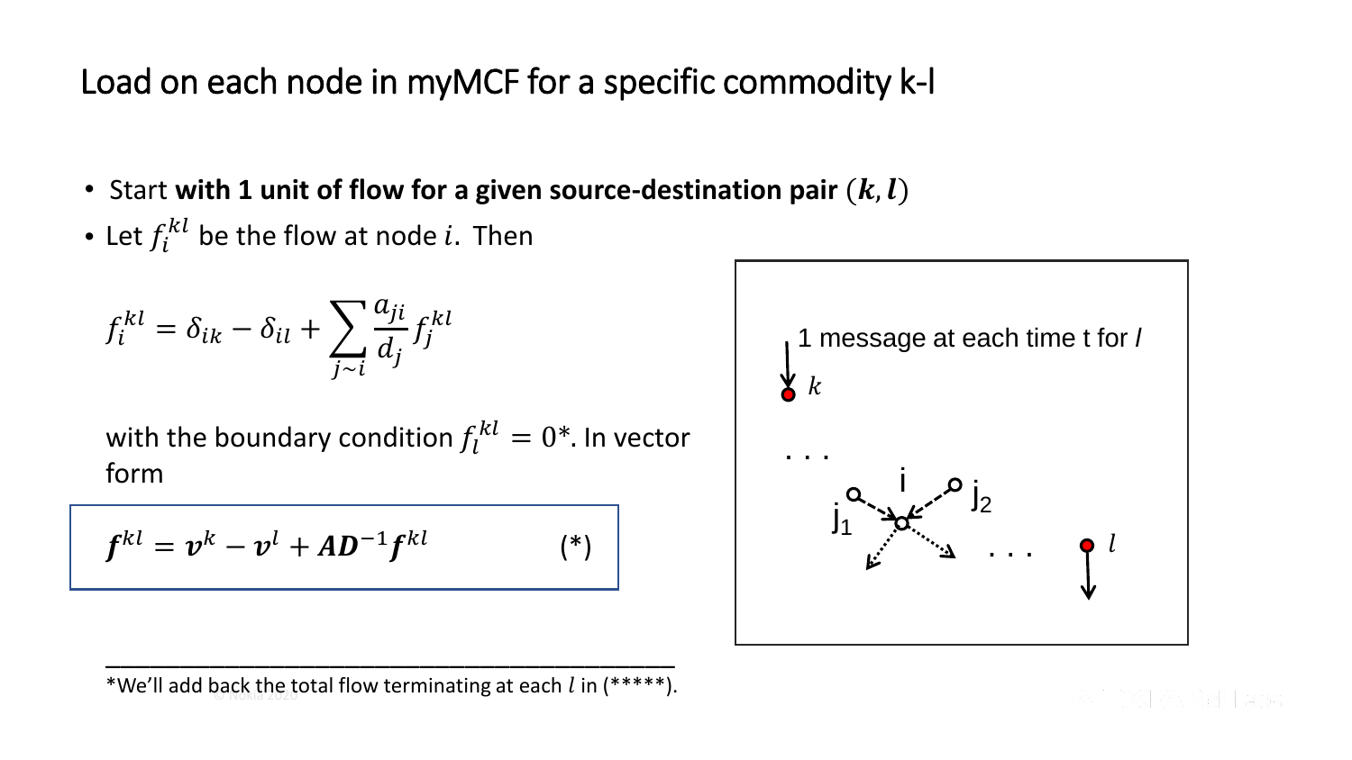# Load on each node in myMCF for a specific commodity k-l

- Start **with 1 unit of flow for a given source-destination pair** $(\boldsymbol{k}, \boldsymbol{l})$
- Let $f_i^{kl}$ be the flow at node $i$. Then

$$f_i^{kl} = \delta_{ik} - \delta_{il} + \sum_{j \sim i} \frac{a_{ji}}{d_j} f_j^{kl}$$

with the boundary condition $f_l^{kl} = 0$*. In vector form

$$\boldsymbol{f}^{kl} = \boldsymbol{v}^k - \boldsymbol{v}^l + \boldsymbol{A}\boldsymbol{D}^{-1}\boldsymbol{f}^{kl} \qquad (*)$$

1 message at each time t for $l$

$k$

. . .

i

$j_1$

$j_2$

. . .

$l$

*We'll add back the total flow terminating at each $l$ in (*****).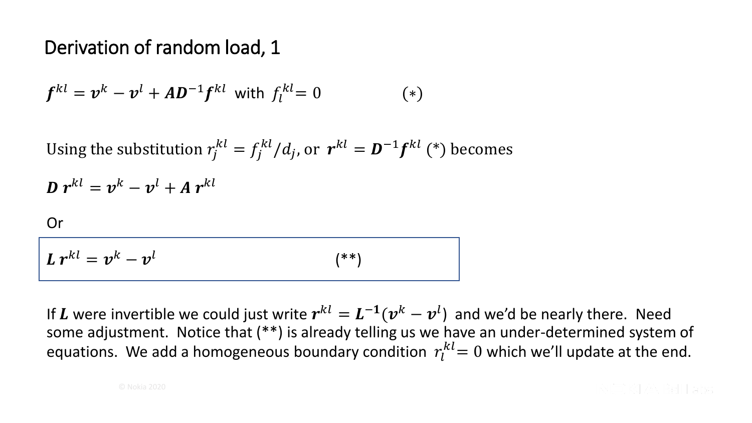# Derivation of random load, 1

$$\boldsymbol{f}^{kl} = \boldsymbol{v}^k - \boldsymbol{v}^l + \boldsymbol{A}\boldsymbol{D}^{-1}\boldsymbol{f}^{kl} \text{ with } f_l^{kl} = 0 \qquad (*)$$

Using the substitution $r_j^{kl} = f_j^{kl}/d_j$, or $\boldsymbol{r}^{kl} = \boldsymbol{D}^{-1}\boldsymbol{f}^{kl}$ (*) becomes

$$\boldsymbol{D}\,\boldsymbol{r}^{kl} = \boldsymbol{v}^k - \boldsymbol{v}^l + \boldsymbol{A}\,\boldsymbol{r}^{kl}$$

Or

$$\boldsymbol{L}\,\boldsymbol{r}^{kl} = \boldsymbol{v}^k - \boldsymbol{v}^l \qquad (**)$$

If $\boldsymbol{L}$ were invertible we could just write $\boldsymbol{r}^{kl} = \boldsymbol{L}^{-1}(\boldsymbol{v}^k - \boldsymbol{v}^l)$ and we'd be nearly there. Need some adjustment. Notice that (**) is already telling us we have an under-determined system of equations. We add a homogeneous boundary condition $r_l^{kl} = 0$ which we'll update at the end.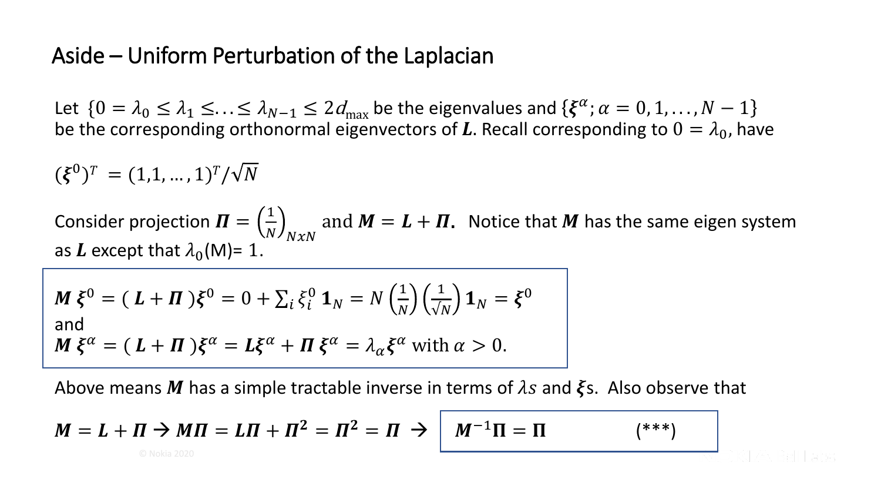# Aside – Uniform Perturbation of the Laplacian

Let $\{0 = \lambda_0 \leq \lambda_1 \leq \ldots \leq \lambda_{N-1} \leq 2d_{\max}$ be the eigenvalues and $\{\boldsymbol{\xi}^{\alpha}; \alpha = 0, 1, \ldots, N-1\}$ be the corresponding orthonormal eigenvectors of $\boldsymbol{L}$. Recall corresponding to $0 = \lambda_0$, have

$$(\boldsymbol{\xi}^0)^T = (1,1,\ldots,1)^T/\sqrt{N}$$

Consider projection $\boldsymbol{\Pi} = \left(\frac{1}{N}\right)_{NxN}$ and $\boldsymbol{M} = \boldsymbol{L} + \boldsymbol{\Pi}$. Notice that $\boldsymbol{M}$ has the same eigen system as $\boldsymbol{L}$ except that $\lambda_0$(M)= 1.

$$\boldsymbol{M}\,\boldsymbol{\xi}^0 = (\,\boldsymbol{L} + \boldsymbol{\Pi}\,)\boldsymbol{\xi}^0 = 0 + \sum_i \xi_i^0\, \mathbf{1}_N = N\left(\frac{1}{N}\right)\left(\frac{1}{\sqrt{N}}\right)\mathbf{1}_N = \boldsymbol{\xi}^0$$

and

$$\boldsymbol{M}\,\boldsymbol{\xi}^{\alpha} = (\,\boldsymbol{L} + \boldsymbol{\Pi}\,)\boldsymbol{\xi}^{\alpha} = \boldsymbol{L}\boldsymbol{\xi}^{\alpha} + \boldsymbol{\Pi}\,\boldsymbol{\xi}^{\alpha} = \lambda_{\alpha}\boldsymbol{\xi}^{\alpha} \text{ with } \alpha > 0.$$

Above means $\boldsymbol{M}$ has a simple tractable inverse in terms of $\lambda s$ and $\boldsymbol{\xi}$s. Also observe that

$$\boldsymbol{M} = \boldsymbol{L} + \boldsymbol{\Pi} \rightarrow \boldsymbol{M}\boldsymbol{\Pi} = \boldsymbol{L}\boldsymbol{\Pi} + \boldsymbol{\Pi}^2 = \boldsymbol{\Pi}^2 = \boldsymbol{\Pi} \rightarrow \boxed{\boldsymbol{M}^{-1}\boldsymbol{\Pi} = \boldsymbol{\Pi}} \qquad (***)$$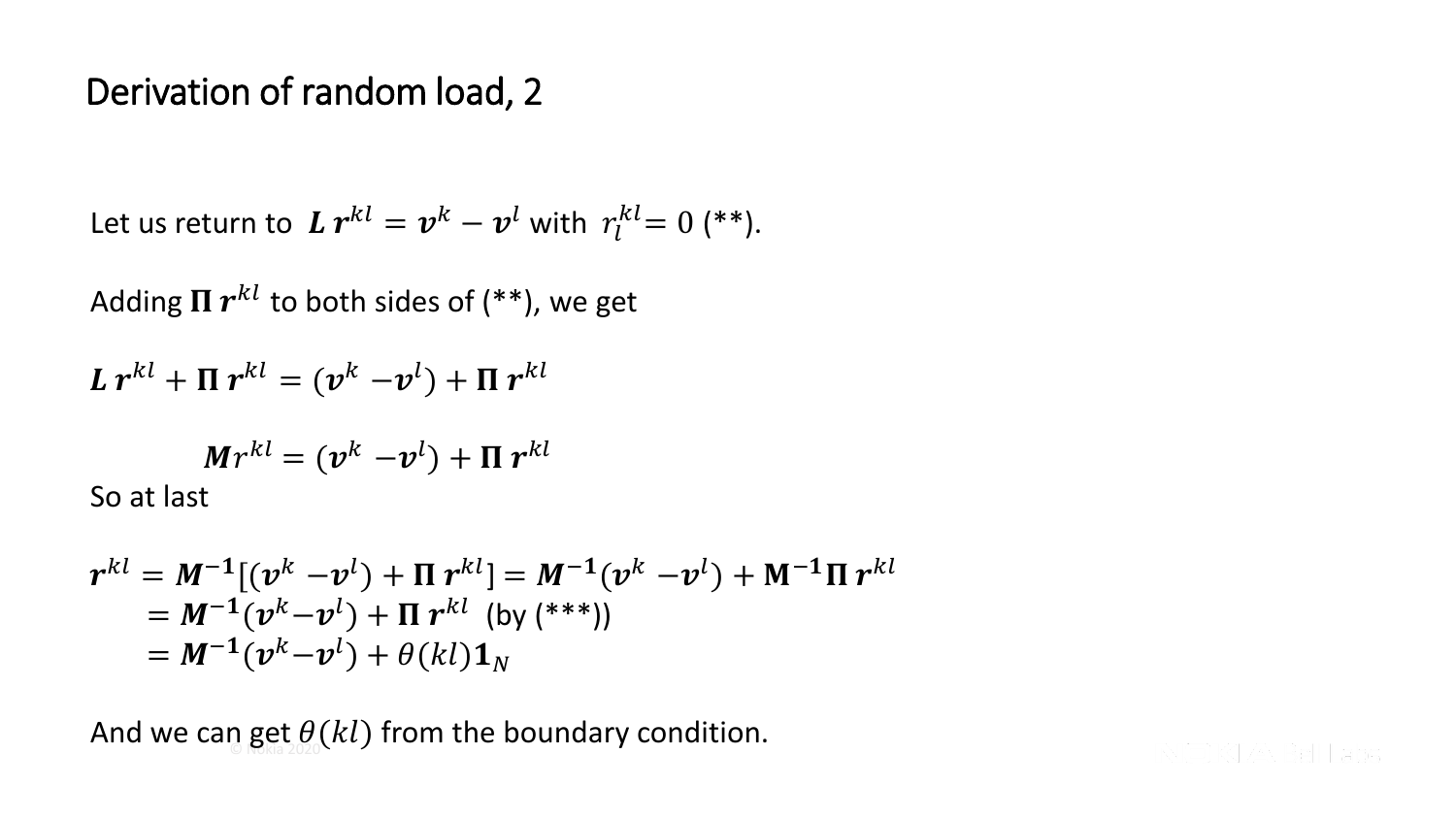# Derivation of random load, 2

Let us return to $\boldsymbol{L}\,\boldsymbol{r}^{kl} = \boldsymbol{v}^k - \boldsymbol{v}^l$ with $r_l^{kl} = 0$ (**).

Adding $\boldsymbol{\Pi}\,\boldsymbol{r}^{kl}$ to both sides of (**), we get

$$\boldsymbol{L}\,\boldsymbol{r}^{kl} + \boldsymbol{\Pi}\,\boldsymbol{r}^{kl} = (\boldsymbol{v}^k - \boldsymbol{v}^l) + \boldsymbol{\Pi}\,\boldsymbol{r}^{kl}$$

$$\boldsymbol{M} r^{kl} = (\boldsymbol{v}^k - \boldsymbol{v}^l) + \boldsymbol{\Pi}\,\boldsymbol{r}^{kl}$$

So at last

$$\begin{aligned}
\boldsymbol{r}^{kl} &= \boldsymbol{M}^{-1}[(\boldsymbol{v}^k - \boldsymbol{v}^l) + \boldsymbol{\Pi}\,\boldsymbol{r}^{kl}] = \boldsymbol{M}^{-1}(\boldsymbol{v}^k - \boldsymbol{v}^l) + \mathbf{M}^{-1}\boldsymbol{\Pi}\,\boldsymbol{r}^{kl} \\
&= \boldsymbol{M}^{-1}(\boldsymbol{v}^k - \boldsymbol{v}^l) + \boldsymbol{\Pi}\,\boldsymbol{r}^{kl} \quad \text{(by (***))} \\
&= \boldsymbol{M}^{-1}(\boldsymbol{v}^k - \boldsymbol{v}^l) + \theta(kl)\mathbf{1}_N
\end{aligned}$$

And we can get $\theta(kl)$ from the boundary condition.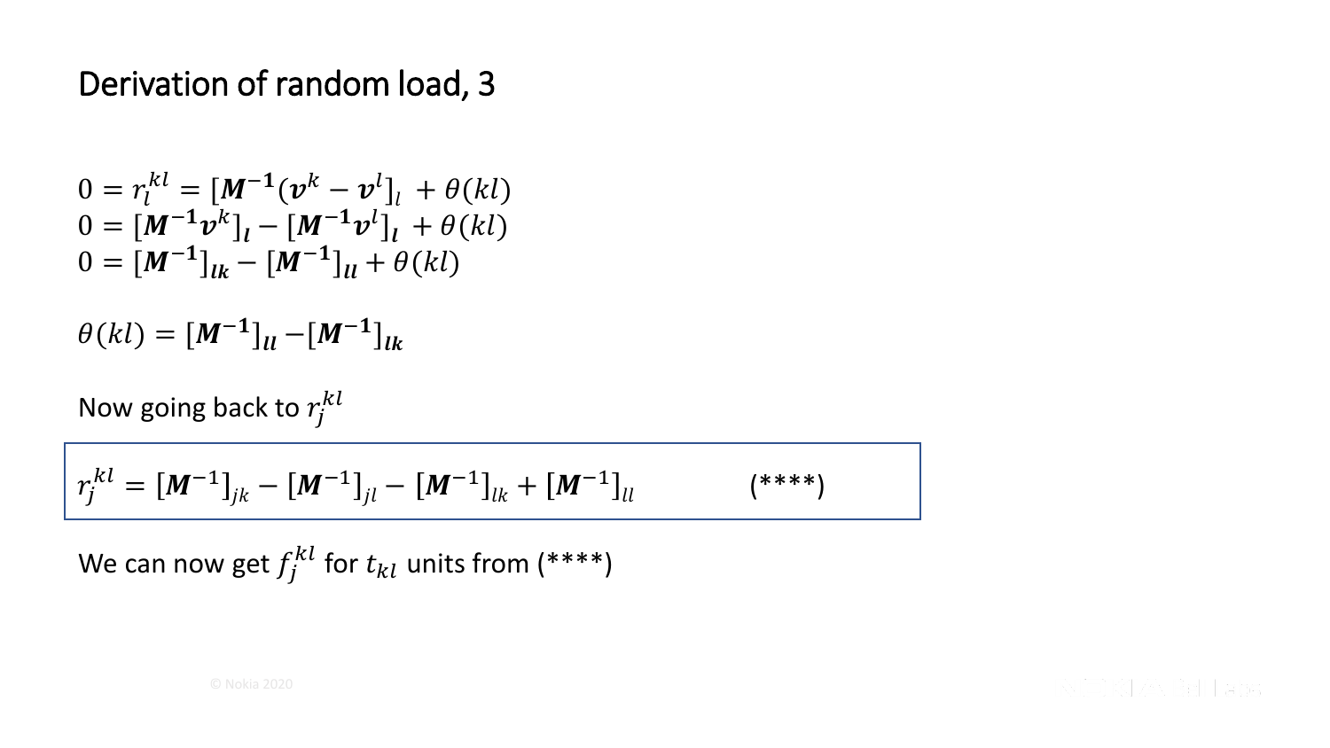# Derivation of random load, 3

$$0 = r_l^{kl} = [\boldsymbol{M^{-1}}(\boldsymbol{v}^k - \boldsymbol{v}^l]_l \; + \theta(kl)$$

$$0 = [\boldsymbol{M^{-1}v}^k]_{\boldsymbol{l}} - [\boldsymbol{M^{-1}v}^l]_{\boldsymbol{l}} \; + \theta(kl)$$

$$0 = [\boldsymbol{M^{-1}}]_{\boldsymbol{lk}} - [\boldsymbol{M^{-1}}]_{\boldsymbol{ll}} + \theta(kl)$$

$$\theta(kl) = [\boldsymbol{M^{-1}}]_{\boldsymbol{ll}} - [\boldsymbol{M^{-1}}]_{\boldsymbol{lk}}$$

Now going back to $r_j^{kl}$

$$r_j^{kl} = [\boldsymbol{M}^{-1}]_{jk} - [\boldsymbol{M}^{-1}]_{jl} - [\boldsymbol{M}^{-1}]_{lk} + [\boldsymbol{M}^{-1}]_{ll} \qquad (****)$$

We can now get $f_j^{kl}$ for $t_{kl}$ units from (****)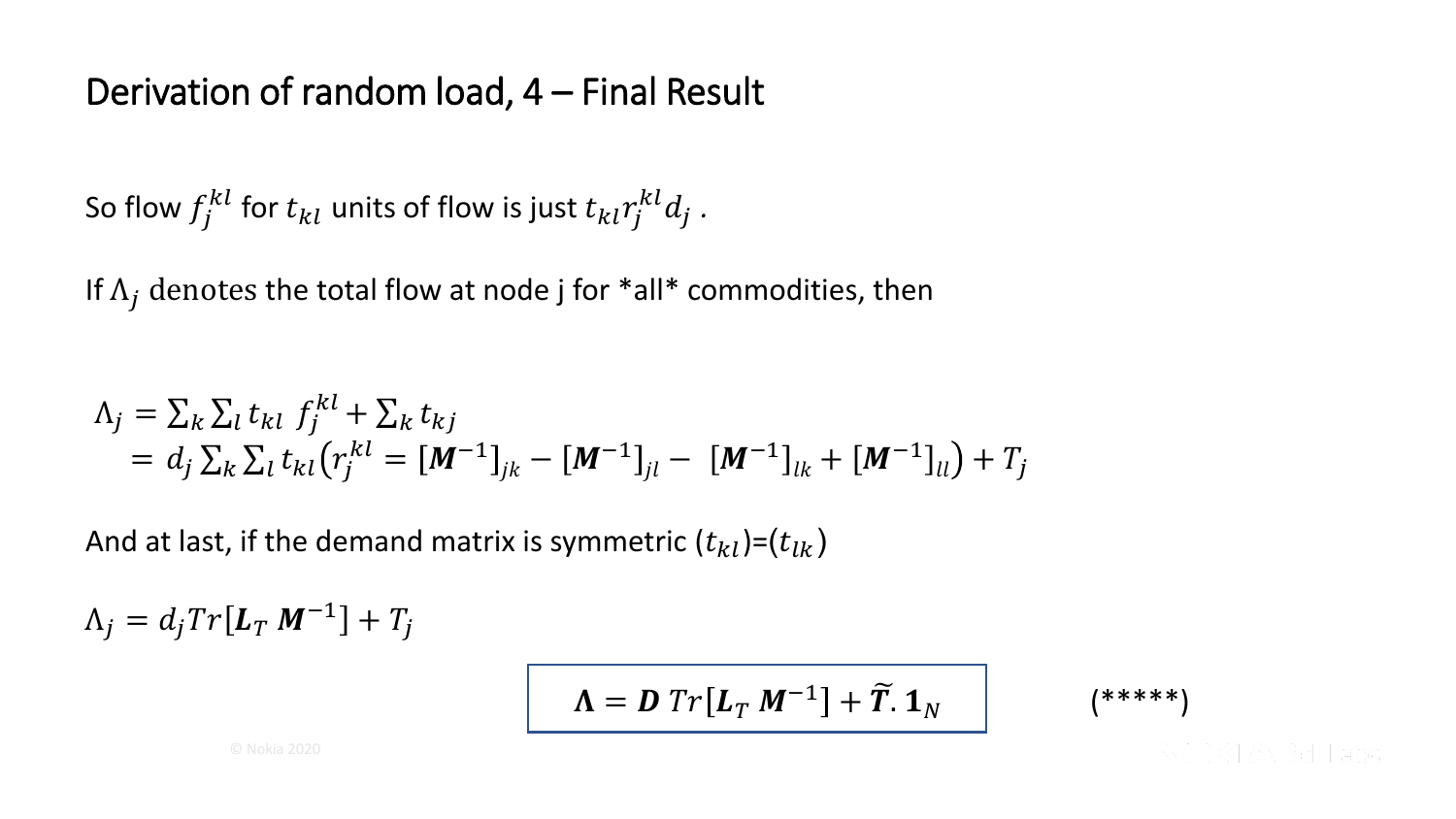# Derivation of random load, 4 – Final Result

So flow $f_j^{kl}$ for $t_{kl}$ units of flow is just $t_{kl} r_j^{kl} d_j$ .

If $\Lambda_j$ denotes the total flow at node j for *all* commodities, then

$$
\begin{aligned}
\Lambda_j &= \sum_k \sum_l t_{kl}\ f_j^{kl} + \sum_k t_{kj} \\
&= d_j \sum_k \sum_l t_{kl} \left( r_j^{kl} = [\boldsymbol{M}^{-1}]_{jk} - [\boldsymbol{M}^{-1}]_{jl} - \ [\boldsymbol{M}^{-1}]_{lk} + [\boldsymbol{M}^{-1}]_{ll} \right) + T_j
\end{aligned}
$$

And at last, if the demand matrix is symmetric $(t_{kl})$=$(t_{lk})$

$$\Lambda_j = d_j Tr[\boldsymbol{L}_T\ \boldsymbol{M}^{-1}] + T_j$$

$$\boxed{\boldsymbol{\Lambda} = \boldsymbol{D}\ Tr[\boldsymbol{L}_T\ \boldsymbol{M}^{-1}] + \widetilde{\boldsymbol{T}}.\, \boldsymbol{1}_N} \qquad (*****)$$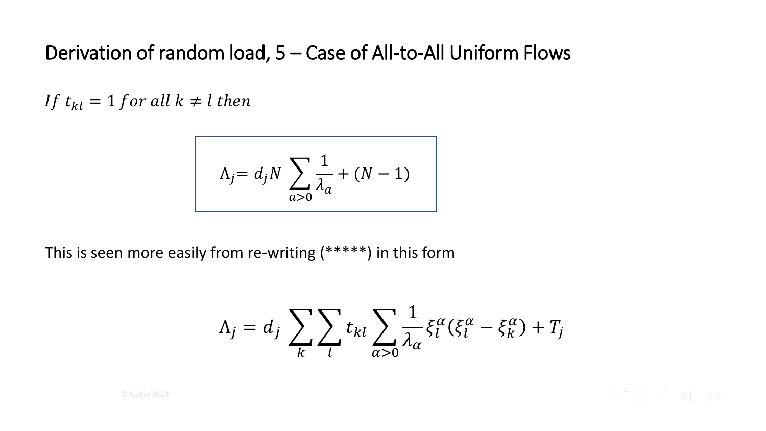# Derivation of random load, 5 – Case of All-to-All Uniform Flows

$If\ t_{kl} = 1\ for\ all\ k \neq l\ then$

$$\Lambda_j = d_j N \sum_{a>0} \frac{1}{\lambda_a} + (N-1)$$

This is seen more easily from re-writing (*****) in this form

$$\Lambda_j = d_j \sum_k \sum_l t_{kl} \sum_{\alpha>0} \frac{1}{\lambda_\alpha} \xi_l^\alpha (\xi_l^\alpha - \xi_k^\alpha) + T_j$$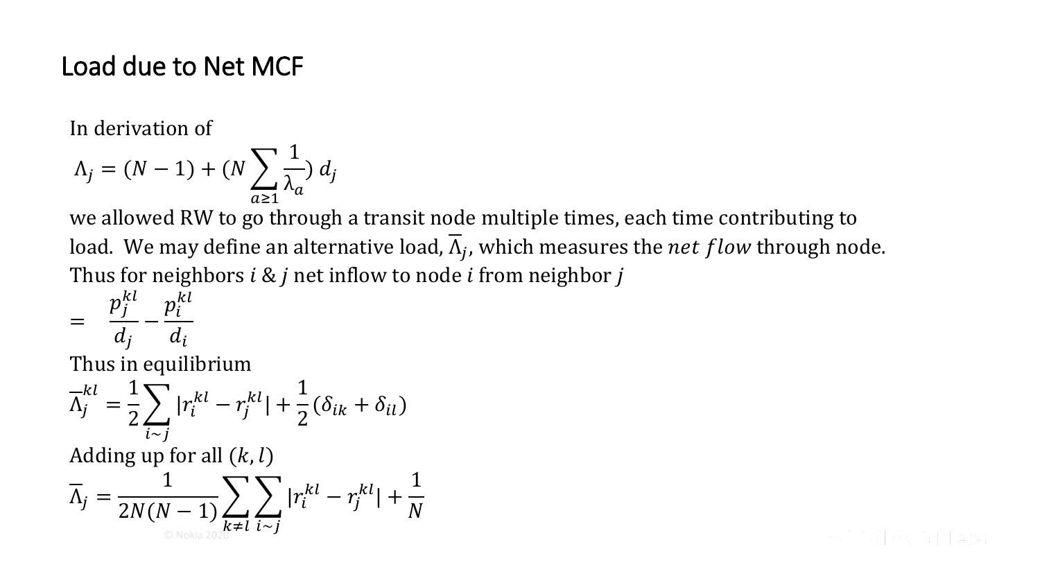# Load due to Net MCF

In derivation of

$$\Lambda_j = (N-1) + (N \sum_{a \geq 1} \frac{1}{\lambda_a})\, d_j$$

we allowed RW to go through a transit node multiple times, each time contributing to load. We may define an alternative load, $\overline{\Lambda}_j$, which measures the $net\ flow$ through node. Thus for neighbors $i$ & $j$ net inflow to node $i$ from neighbor $j$

$$= \quad \frac{p_j^{kl}}{d_j} - \frac{p_i^{kl}}{d_i}$$

Thus in equilibrium

$$\overline{\Lambda}_j^{kl} = \frac{1}{2} \sum_{i \sim j} |r_i^{kl} - r_j^{kl}| + \frac{1}{2}(\delta_{ik} + \delta_{il})$$

Adding up for all $(k, l)$

$$\overline{\Lambda}_j = \frac{1}{2N(N-1)} \sum_{k \neq l} \sum_{i \sim j} |r_i^{kl} - r_j^{kl}| + \frac{1}{N}$$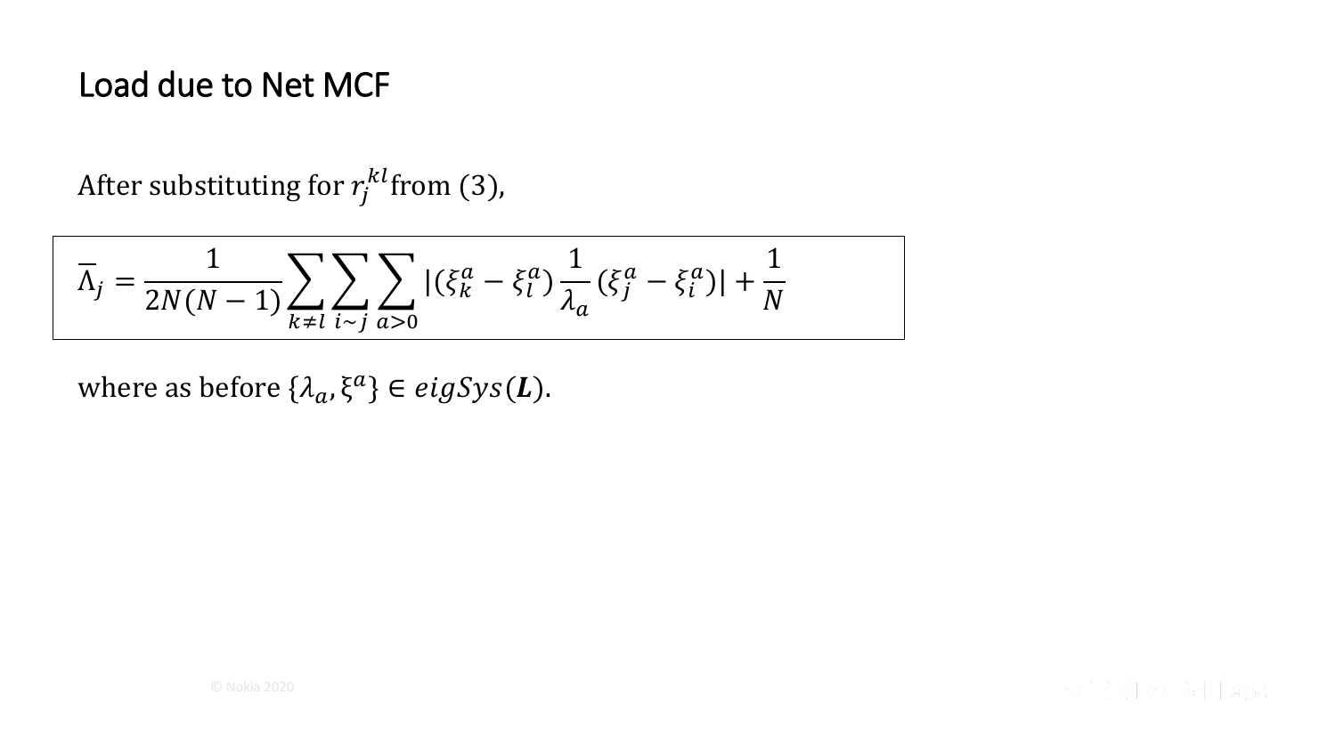# Load due to Net MCF

After substituting for $r_j^{kl}$ from (3),

$$\overline{\Lambda}_j = \frac{1}{2N(N-1)} \sum_{k \neq l} \sum_{i \sim j} \sum_{a > 0} |(\xi_k^a - \xi_l^a) \frac{1}{\lambda_a} (\xi_j^a - \xi_i^a)| + \frac{1}{N}$$

where as before $\{\lambda_a, \xi^a\} \in eigSys(\boldsymbol{L})$.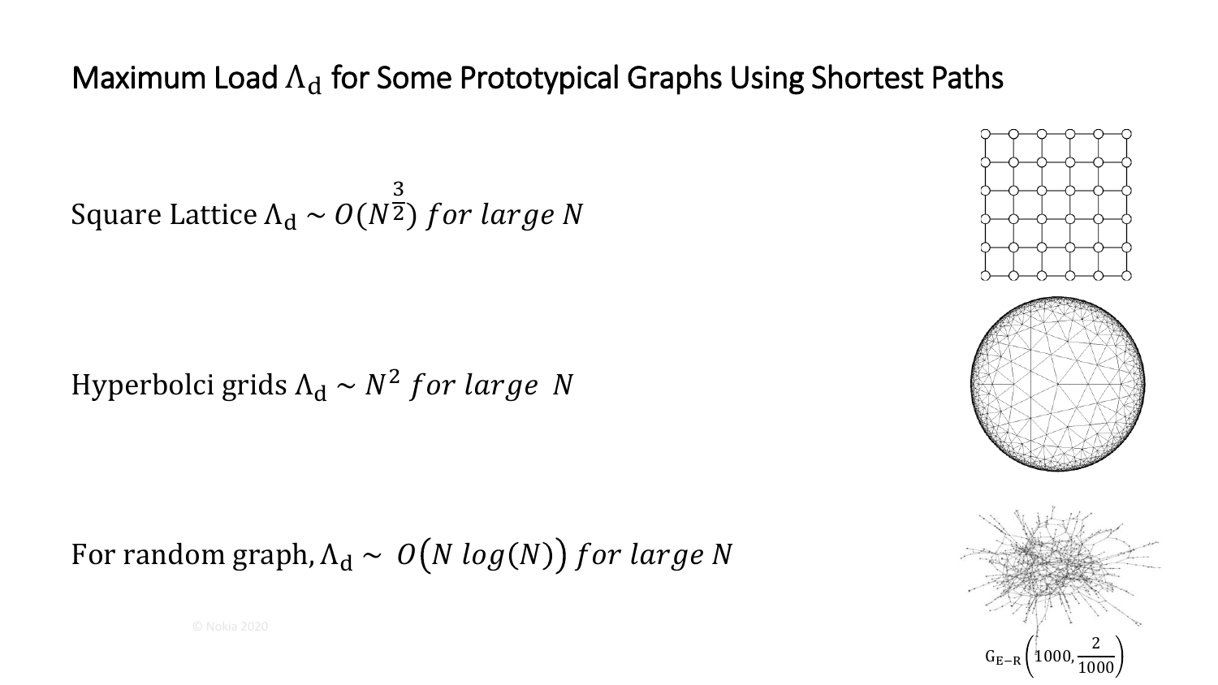# Maximum Load $\Lambda_{\mathrm{d}}$ for Some Prototypical Graphs Using Shortest Paths

Square Lattice $\Lambda_{\mathrm{d}} \sim O(N^{\frac{3}{2}})$ *for large N*

Hyperbolci grids $\Lambda_{\mathrm{d}} \sim N^2$ *for large N*

For random graph, $\Lambda_{\mathrm{d}} \sim O\big(N\, log(N)\big)$ *for large N*

$\mathrm{G}_{\mathrm{E-R}}\left(1000, \frac{2}{1000}\right)$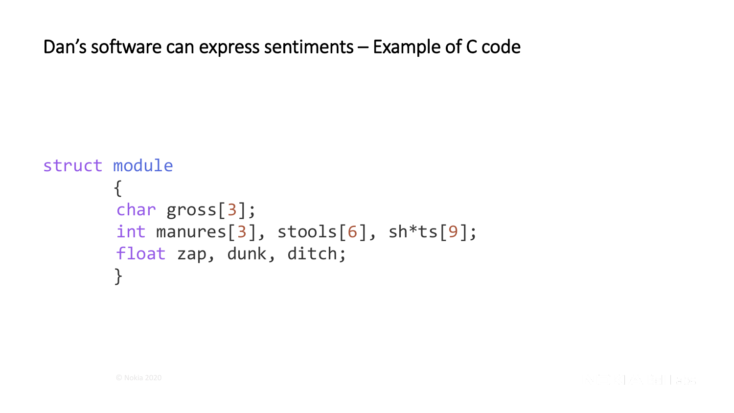# Dan's software can express sentiments – Example of C code

```
struct module
       {
       char gross[3];
       int manures[3], stools[6], sh*ts[9];
       float zap, dunk, ditch;
       }
```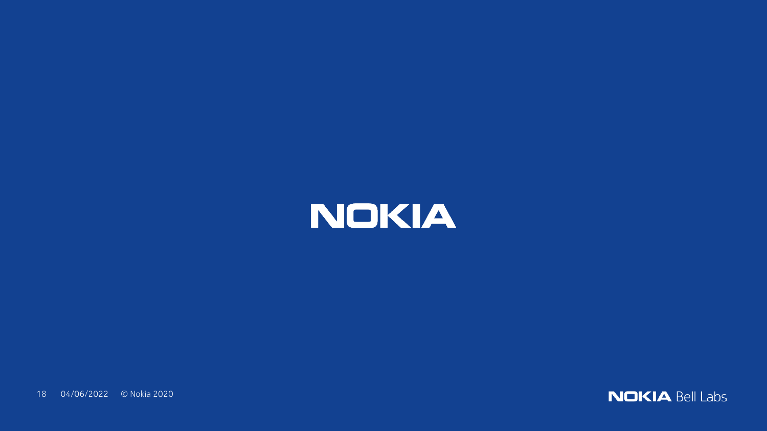NOKIA